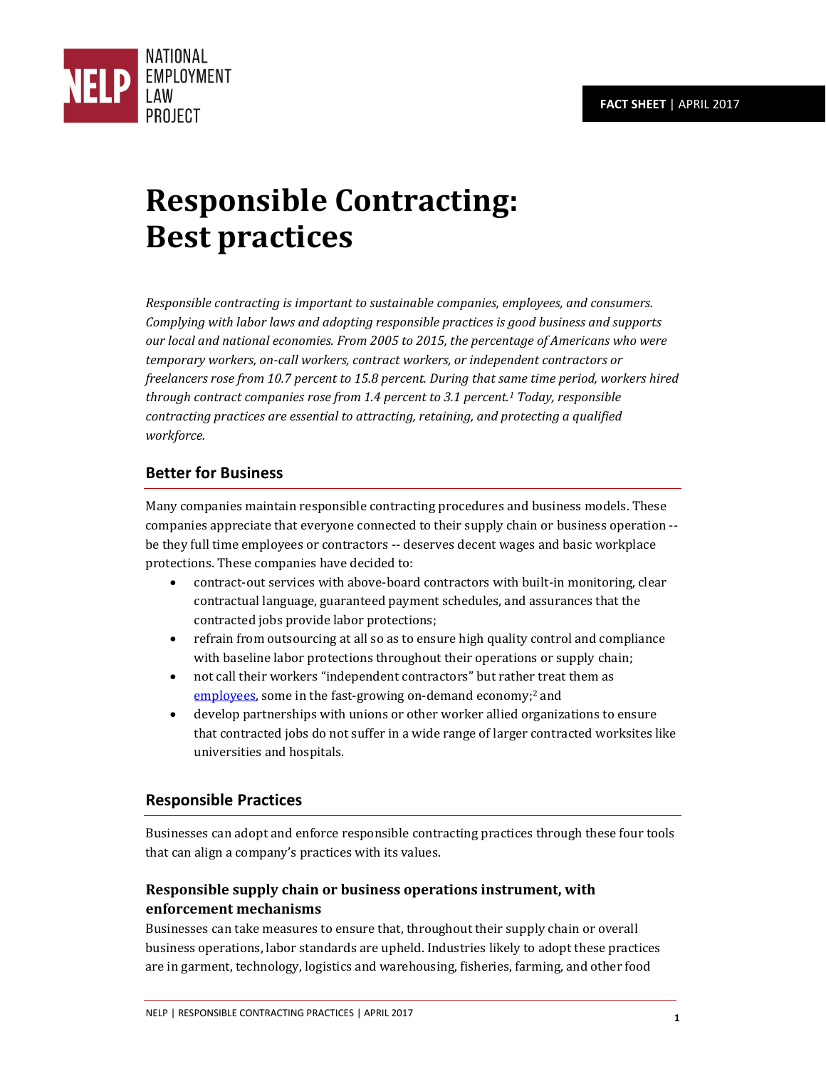NATIONAL EMPLOYMENT LAW PROJECT

**FACT SHEET** | APRIL 2017

# Responsible Contracting: Best practices

*Responsible contracting is important to sustainable companies, employees, and consumers. Complying with labor laws and adopting responsible practices is good business and supports our local and national economies. From 2005 to 2015, the percentage of Americans who were temporary workers, on-call workers, contract workers, or independent contractors or freelancers rose from 10.7 percent to 15.8 percent. During that same time period, workers hired through contract companies rose from 1.4 percent to 3.1 percent.[1] Today, responsible contracting practices are essential to attracting, retaining, and protecting a qualified workforce.*

## Better for Business

Many companies maintain responsible contracting procedures and business models. These companies appreciate that everyone connected to their supply chain or business operation -- be they full time employees or contractors -- deserves decent wages and basic workplace protections. These companies have decided to:

- contract-out services with above-board contractors with built-in monitoring, clear contractual language, guaranteed payment schedules, and assurances that the contracted jobs provide labor protections;
- refrain from outsourcing at all so as to ensure high quality control and compliance with baseline labor protections throughout their operations or supply chain;
- not call their workers "independent contractors" but rather treat them as employees, some in the fast-growing on-demand economy;[2] and
- develop partnerships with unions or other worker allied organizations to ensure that contracted jobs do not suffer in a wide range of larger contracted worksites like universities and hospitals.

## Responsible Practices

Businesses can adopt and enforce responsible contracting practices through these four tools that can align a company's practices with its values.

### Responsible supply chain or business operations instrument, with enforcement mechanisms

Businesses can take measures to ensure that, throughout their supply chain or overall business operations, labor standards are upheld. Industries likely to adopt these practices are in garment, technology, logistics and warehousing, fisheries, farming, and other food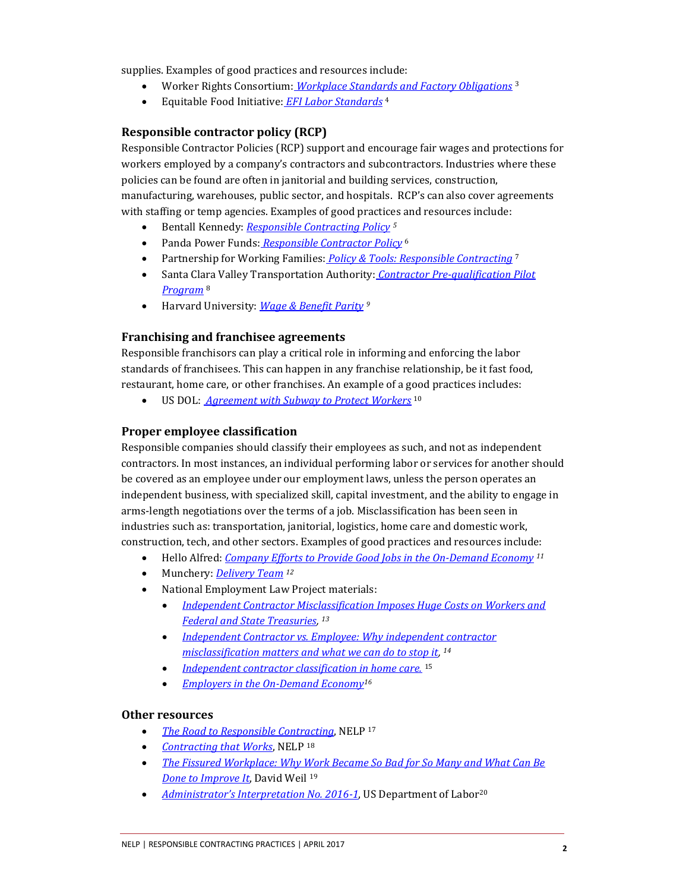supplies. Examples of good practices and resources include:

- Worker Rights Consortium: *Workplace Standards and Factory Obligations* [3]
- Equitable Food Initiative: *EFI Labor Standards* [4]

### Responsible contractor policy (RCP)

Responsible Contractor Policies (RCP) support and encourage fair wages and protections for workers employed by a company's contractors and subcontractors. Industries where these policies can be found are often in janitorial and building services, construction, manufacturing, warehouses, public sector, and hospitals. RCP's can also cover agreements with staffing or temp agencies. Examples of good practices and resources include:

- Bentall Kennedy: *Responsible Contracting Policy* [5]
- Panda Power Funds: *Responsible Contractor Policy* [6]
- Partnership for Working Families: *Policy & Tools: Responsible Contracting* [7]
- Santa Clara Valley Transportation Authority: *Contractor Pre-qualification Pilot Program* [8]
- Harvard University: *Wage & Benefit Parity* [9]

### Franchising and franchisee agreements

Responsible franchisors can play a critical role in informing and enforcing the labor standards of franchisees. This can happen in any franchise relationship, be it fast food, restaurant, home care, or other franchises. An example of a good practices includes:

- US DOL: *Agreement with Subway to Protect Workers* [10]

### Proper employee classification

Responsible companies should classify their employees as such, and not as independent contractors. In most instances, an individual performing labor or services for another should be covered as an employee under our employment laws, unless the person operates an independent business, with specialized skill, capital investment, and the ability to engage in arms-length negotiations over the terms of a job. Misclassification has been seen in industries such as: transportation, janitorial, logistics, home care and domestic work, construction, tech, and other sectors. Examples of good practices and resources include:

- Hello Alfred: *Company Efforts to Provide Good Jobs in the On-Demand Economy* [11]
- Munchery: *Delivery Team* [12]
- National Employment Law Project materials:
  - *Independent Contractor Misclassification Imposes Huge Costs on Workers and Federal and State Treasuries*, [13]
  - *Independent Contractor vs. Employee: Why independent contractor misclassification matters and what we can do to stop it*, [14]
  - *Independent contractor classification in home care.* [15]
  - *Employers in the On-Demand Economy* [16]

### Other resources

- *The Road to Responsible Contracting*, NELP [17]
- *Contracting that Works*, NELP [18]
- *The Fissured Workplace: Why Work Became So Bad for So Many and What Can Be Done to Improve It*, David Weil [19]
- *Administrator's Interpretation No. 2016-1*, US Department of Labor [20]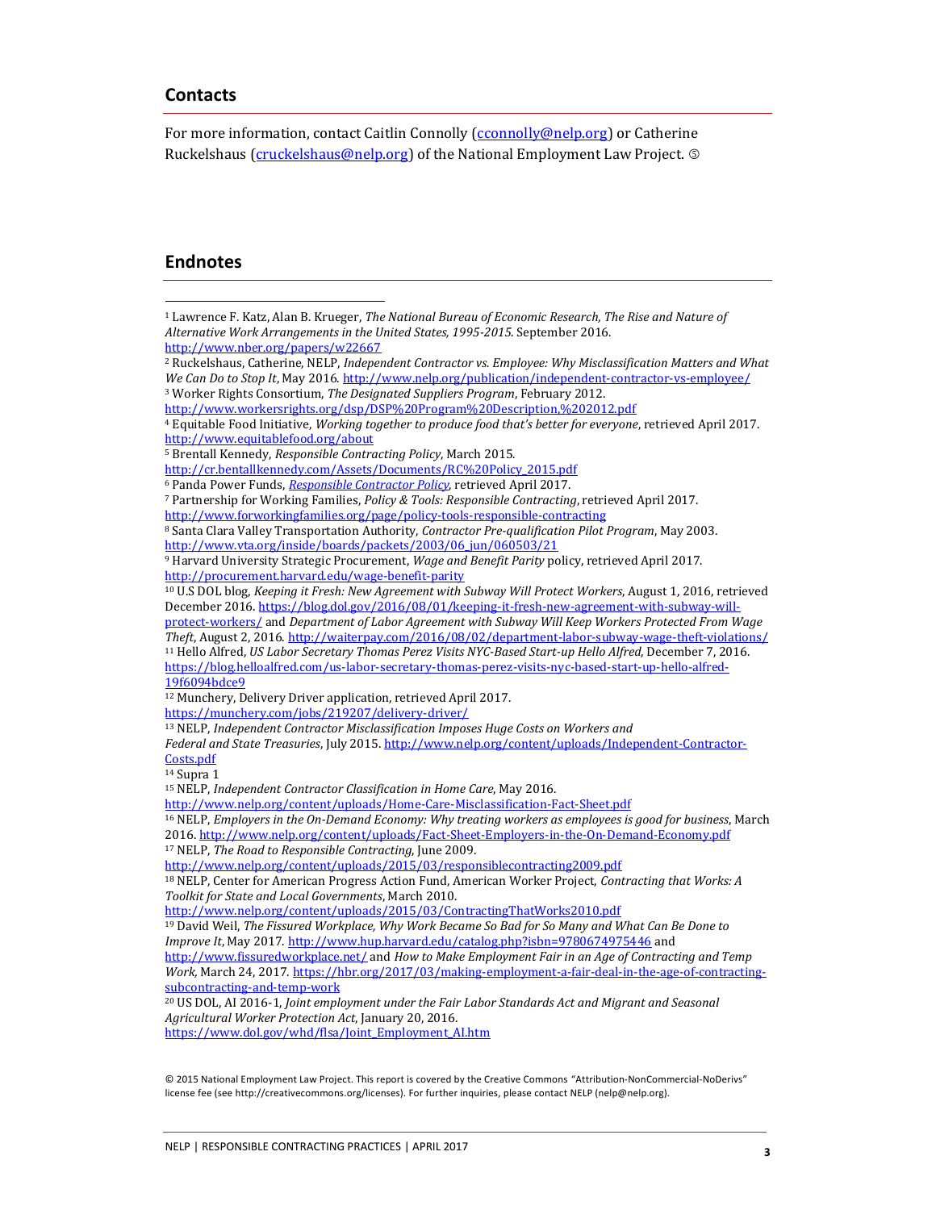## Contacts

For more information, contact Caitlin Connolly (cconnolly@nelp.org) or Catherine Ruckelshaus (cruckelshaus@nelp.org) of the National Employment Law Project. ⑤

## Endnotes

[1] Lawrence F. Katz, Alan B. Krueger, *The National Bureau of Economic Research, The Rise and Nature of Alternative Work Arrangements in the United States, 1995-2015*. September 2016. http://www.nber.org/papers/w22667

[2] Ruckelshaus, Catherine, NELP, *Independent Contractor vs. Employee: Why Misclassification Matters and What We Can Do to Stop It*, May 2016. http://www.nelp.org/publication/independent-contractor-vs-employee/

[3] Worker Rights Consortium, *The Designated Suppliers Program*, February 2012. http://www.workersrights.org/dsp/DSP%20Program%20Description,%202012.pdf

[4] Equitable Food Initiative, *Working together to produce food that's better for everyone*, retrieved April 2017. http://www.equitablefood.org/about

[5] Brentall Kennedy, *Responsible Contracting Policy*, March 2015. http://cr.bentallkennedy.com/Assets/Documents/RC%20Policy_2015.pdf

[6] Panda Power Funds, *Responsible Contractor Policy*, retrieved April 2017.

[7] Partnership for Working Families, *Policy & Tools: Responsible Contracting*, retrieved April 2017. http://www.forworkingfamilies.org/page/policy-tools-responsible-contracting

[8] Santa Clara Valley Transportation Authority, *Contractor Pre-qualification Pilot Program*, May 2003. http://www.vta.org/inside/boards/packets/2003/06_jun/060503/21

[9] Harvard University Strategic Procurement, *Wage and Benefit Parity* policy, retrieved April 2017. http://procurement.harvard.edu/wage-benefit-parity

[10] U.S DOL blog, *Keeping it Fresh: New Agreement with Subway Will Protect Workers*, August 1, 2016, retrieved December 2016. https://blog.dol.gov/2016/08/01/keeping-it-fresh-new-agreement-with-subway-will-protect-workers/ and *Department of Labor Agreement with Subway Will Keep Workers Protected From Wage Theft*, August 2, 2016. http://waiterpay.com/2016/08/02/department-labor-subway-wage-theft-violations/

[11] Hello Alfred, *US Labor Secretary Thomas Perez Visits NYC-Based Start-up Hello Alfred*, December 7, 2016. https://blog.helloalfred.com/us-labor-secretary-thomas-perez-visits-nyc-based-start-up-hello-alfred-19f6094bdce9

[12] Munchery, Delivery Driver application, retrieved April 2017. https://munchery.com/jobs/219207/delivery-driver/

[13] NELP, *Independent Contractor Misclassification Imposes Huge Costs on Workers and Federal and State Treasuries*, July 2015. http://www.nelp.org/content/uploads/Independent-Contractor-Costs.pdf

[14] Supra 1

[15] NELP, *Independent Contractor Classification in Home Care*, May 2016. http://www.nelp.org/content/uploads/Home-Care-Misclassification-Fact-Sheet.pdf

[16] NELP, *Employers in the On-Demand Economy: Why treating workers as employees is good for business*, March 2016. http://www.nelp.org/content/uploads/Fact-Sheet-Employers-in-the-On-Demand-Economy.pdf

[17] NELP, *The Road to Responsible Contracting*, June 2009. http://www.nelp.org/content/uploads/2015/03/responsiblecontracting2009.pdf

[18] NELP, Center for American Progress Action Fund, American Worker Project, *Contracting that Works: A Toolkit for State and Local Governments*, March 2010. http://www.nelp.org/content/uploads/2015/03/ContractingThatWorks2010.pdf

[19] David Weil, *The Fissured Workplace, Why Work Became So Bad for So Many and What Can Be Done to Improve It*, May 2017. http://www.hup.harvard.edu/catalog.php?isbn=9780674975446 and http://www.fissuredworkplace.net/ and *How to Make Employment Fair in an Age of Contracting and Temp Work*, March 24, 2017. https://hbr.org/2017/03/making-employment-a-fair-deal-in-the-age-of-contracting-subcontracting-and-temp-work

[20] US DOL, AI 2016-1, *Joint employment under the Fair Labor Standards Act and Migrant and Seasonal Agricultural Worker Protection Act*, January 20, 2016. https://www.dol.gov/whd/flsa/Joint_Employment_AI.htm

© 2015 National Employment Law Project. This report is covered by the Creative Commons "Attribution-NonCommercial-NoDerivs" license fee (see http://creativecommons.org/licenses). For further inquiries, please contact NELP (nelp@nelp.org).